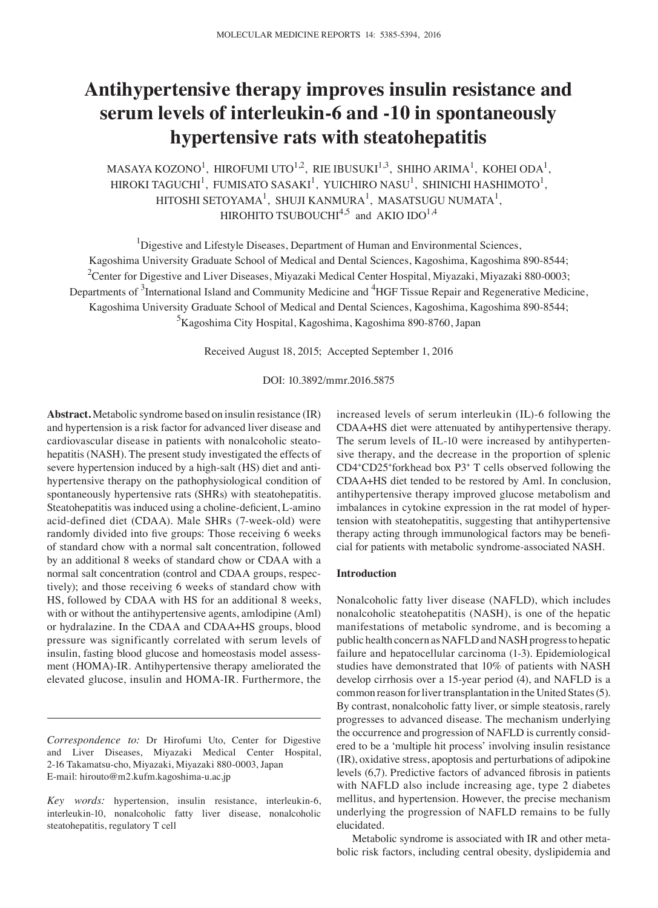# Antihypertensive therapy improves insulin resistance and serum levels of interleukin-6 and -10 in spontaneously hypertensive rats with steatohepatitis

MASAYA KOZONO[1], HIROFUMI UTO[1,2], RIE IBUSUKI[1,3], SHIHO ARIMA[1], KOHEI ODA[1], HIROKI TAGUCHI[1], FUMISATO SASAKI[1], YUICHIRO NASU[1], SHINICHI HASHIMOTO[1], HITOSHI SETOYAMA[1], SHUJI KANMURA[1], MASATSUGU NUMATA[1], HIROHITO TSUBOUCHI[4,5] and AKIO IDO[1,4]

[1]Digestive and Lifestyle Diseases, Department of Human and Environmental Sciences, Kagoshima University Graduate School of Medical and Dental Sciences, Kagoshima, Kagoshima 890-8544; [2]Center for Digestive and Liver Diseases, Miyazaki Medical Center Hospital, Miyazaki, Miyazaki 880-0003; Departments of [3]International Island and Community Medicine and [4]HGF Tissue Repair and Regenerative Medicine, Kagoshima University Graduate School of Medical and Dental Sciences, Kagoshima, Kagoshima 890-8544; [5]Kagoshima City Hospital, Kagoshima, Kagoshima 890-8760, Japan

Received August 18, 2015; Accepted September 1, 2016

DOI: 10.3892/mmr.2016.5875

**Abstract.** Metabolic syndrome based on insulin resistance (IR) and hypertension is a risk factor for advanced liver disease and cardiovascular disease in patients with nonalcoholic steatohepatitis (NASH). The present study investigated the effects of severe hypertension induced by a high-salt (HS) diet and antihypertensive therapy on the pathophysiological condition of spontaneously hypertensive rats (SHRs) with steatohepatitis. Steatohepatitis was induced using a choline-deficient, L-amino acid-defined diet (CDAA). Male SHRs (7-week-old) were randomly divided into five groups: Those receiving 6 weeks of standard chow with a normal salt concentration, followed by an additional 8 weeks of standard chow or CDAA with a normal salt concentration (control and CDAA groups, respectively); and those receiving 6 weeks of standard chow with HS, followed by CDAA with HS for an additional 8 weeks, with or without the antihypertensive agents, amlodipine (Aml) or hydralazine. In the CDAA and CDAA+HS groups, blood pressure was significantly correlated with serum levels of insulin, fasting blood glucose and homeostasis model assessment (HOMA)-IR. Antihypertensive therapy ameliorated the elevated glucose, insulin and HOMA-IR. Furthermore, the increased levels of serum interleukin (IL)-6 following the CDAA+HS diet were attenuated by antihypertensive therapy. The serum levels of IL-10 were increased by antihypertensive therapy, and the decrease in the proportion of splenic $CD4^+CD25^+$forkhead box $P3^+$ T cells observed following the CDAA+HS diet tended to be restored by Aml. In conclusion, antihypertensive therapy improved glucose metabolism and imbalances in cytokine expression in the rat model of hypertension with steatohepatitis, suggesting that antihypertensive therapy acting through immunological factors may be beneficial for patients with metabolic syndrome-associated NASH.

*Correspondence to:* Dr Hirofumi Uto, Center for Digestive and Liver Diseases, Miyazaki Medical Center Hospital, 2-16 Takamatsu-cho, Miyazaki, Miyazaki 880-0003, Japan
E-mail: hirouto@m2.kufm.kagoshima-u.ac.jp

*Key words:* hypertension, insulin resistance, interleukin-6, interleukin-10, nonalcoholic fatty liver disease, nonalcoholic steatohepatitis, regulatory T cell

## Introduction

Nonalcoholic fatty liver disease (NAFLD), which includes nonalcoholic steatohepatitis (NASH), is one of the hepatic manifestations of metabolic syndrome, and is becoming a public health concern as NAFLD and NASH progress to hepatic failure and hepatocellular carcinoma (1-3). Epidemiological studies have demonstrated that 10% of patients with NASH develop cirrhosis over a 15-year period (4), and NAFLD is a common reason for liver transplantation in the United States (5). By contrast, nonalcoholic fatty liver, or simple steatosis, rarely progresses to advanced disease. The mechanism underlying the occurrence and progression of NAFLD is currently considered to be a 'multiple hit process' involving insulin resistance (IR), oxidative stress, apoptosis and perturbations of adipokine levels (6,7). Predictive factors of advanced fibrosis in patients with NAFLD also include increasing age, type 2 diabetes mellitus, and hypertension. However, the precise mechanism underlying the progression of NAFLD remains to be fully elucidated.

Metabolic syndrome is associated with IR and other metabolic risk factors, including central obesity, dyslipidemia and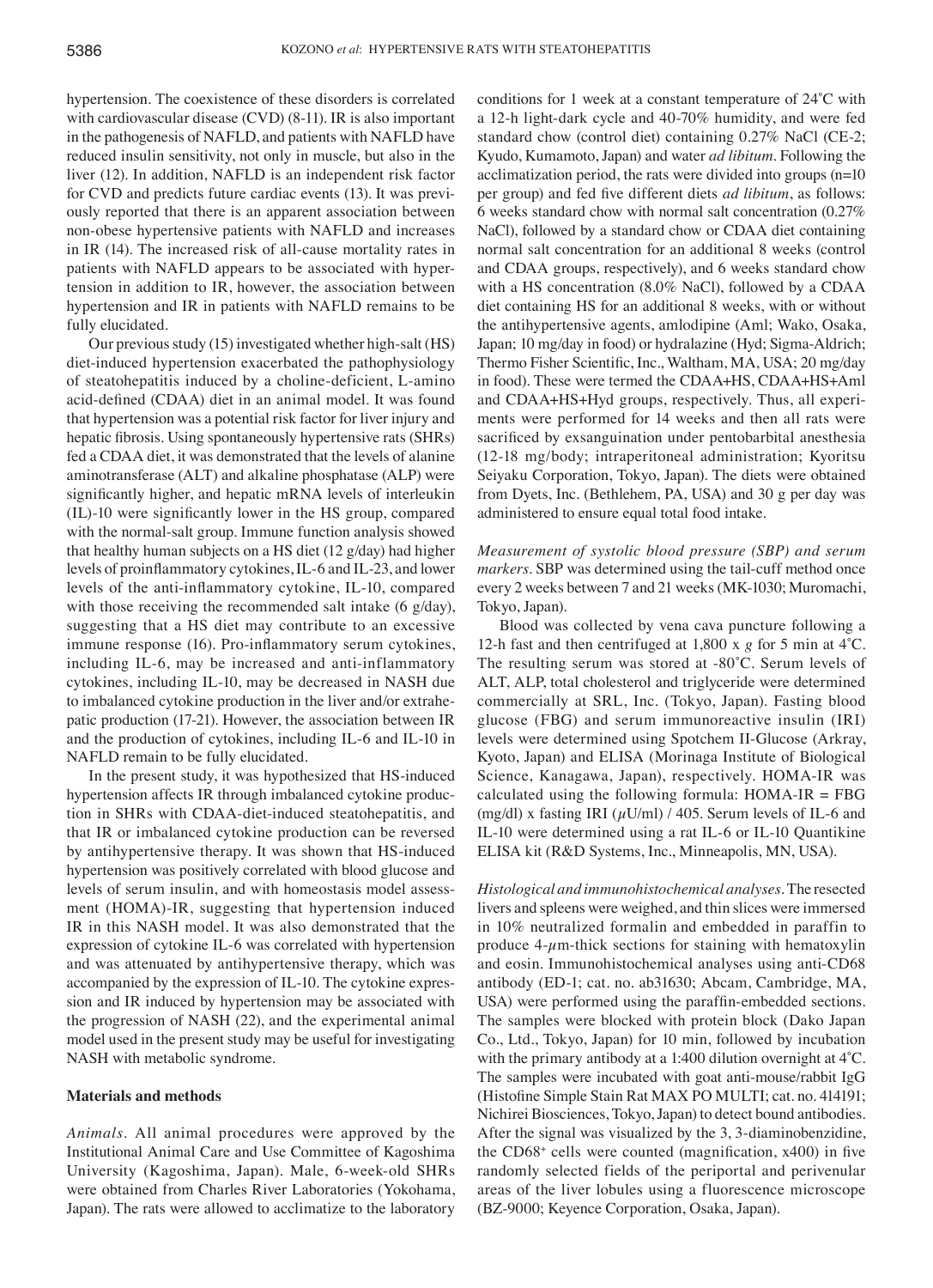hypertension. The coexistence of these disorders is correlated with cardiovascular disease (CVD) (8-11). IR is also important in the pathogenesis of NAFLD, and patients with NAFLD have reduced insulin sensitivity, not only in muscle, but also in the liver (12). In addition, NAFLD is an independent risk factor for CVD and predicts future cardiac events (13). It was previously reported that there is an apparent association between non-obese hypertensive patients with NAFLD and increases in IR (14). The increased risk of all-cause mortality rates in patients with NAFLD appears to be associated with hypertension in addition to IR, however, the association between hypertension and IR in patients with NAFLD remains to be fully elucidated.

Our previous study (15) investigated whether high-salt (HS) diet-induced hypertension exacerbated the pathophysiology of steatohepatitis induced by a choline-deficient, L-amino acid-defined (CDAA) diet in an animal model. It was found that hypertension was a potential risk factor for liver injury and hepatic fibrosis. Using spontaneously hypertensive rats (SHRs) fed a CDAA diet, it was demonstrated that the levels of alanine aminotransferase (ALT) and alkaline phosphatase (ALP) were significantly higher, and hepatic mRNA levels of interleukin (IL)-10 were significantly lower in the HS group, compared with the normal-salt group. Immune function analysis showed that healthy human subjects on a HS diet (12 g/day) had higher levels of proinflammatory cytokines, IL-6 and IL-23, and lower levels of the anti-inflammatory cytokine, IL-10, compared with those receiving the recommended salt intake (6 g/day), suggesting that a HS diet may contribute to an excessive immune response (16). Pro-inflammatory serum cytokines, including IL-6, may be increased and anti-inflammatory cytokines, including IL-10, may be decreased in NASH due to imbalanced cytokine production in the liver and/or extrahepatic production (17-21). However, the association between IR and the production of cytokines, including IL-6 and IL-10 in NAFLD remain to be fully elucidated.

In the present study, it was hypothesized that HS-induced hypertension affects IR through imbalanced cytokine production in SHRs with CDAA-diet-induced steatohepatitis, and that IR or imbalanced cytokine production can be reversed by antihypertensive therapy. It was shown that HS-induced hypertension was positively correlated with blood glucose and levels of serum insulin, and with homeostasis model assessment (HOMA)-IR, suggesting that hypertension induced IR in this NASH model. It was also demonstrated that the expression of cytokine IL-6 was correlated with hypertension and was attenuated by antihypertensive therapy, which was accompanied by the expression of IL-10. The cytokine expression and IR induced by hypertension may be associated with the progression of NASH (22), and the experimental animal model used in the present study may be useful for investigating NASH with metabolic syndrome.

## Materials and methods

*Animals.* All animal procedures were approved by the Institutional Animal Care and Use Committee of Kagoshima University (Kagoshima, Japan). Male, 6-week-old SHRs were obtained from Charles River Laboratories (Yokohama, Japan). The rats were allowed to acclimatize to the laboratory conditions for 1 week at a constant temperature of 24˚C with a 12-h light-dark cycle and 40-70% humidity, and were fed standard chow (control diet) containing 0.27% NaCl (CE-2; Kyudo, Kumamoto, Japan) and water *ad libitum*. Following the acclimatization period, the rats were divided into groups (n=10 per group) and fed five different diets *ad libitum*, as follows: 6 weeks standard chow with normal salt concentration (0.27% NaCl), followed by a standard chow or CDAA diet containing normal salt concentration for an additional 8 weeks (control and CDAA groups, respectively), and 6 weeks standard chow with a HS concentration (8.0% NaCl), followed by a CDAA diet containing HS for an additional 8 weeks, with or without the antihypertensive agents, amlodipine (Aml; Wako, Osaka, Japan; 10 mg/day in food) or hydralazine (Hyd; Sigma-Aldrich; Thermo Fisher Scientific, Inc., Waltham, MA, USA; 20 mg/day in food). These were termed the CDAA+HS, CDAA+HS+Aml and CDAA+HS+Hyd groups, respectively. Thus, all experiments were performed for 14 weeks and then all rats were sacrificed by exsanguination under pentobarbital anesthesia (12-18 mg/body; intraperitoneal administration; Kyoritsu Seiyaku Corporation, Tokyo, Japan). The diets were obtained from Dyets, Inc. (Bethlehem, PA, USA) and 30 g per day was administered to ensure equal total food intake.

*Measurement of systolic blood pressure (SBP) and serum markers.* SBP was determined using the tail-cuff method once every 2 weeks between 7 and 21 weeks (MK-1030; Muromachi, Tokyo, Japan).

Blood was collected by vena cava puncture following a 12-h fast and then centrifuged at 1,800 x *g* for 5 min at 4˚C. The resulting serum was stored at -80˚C. Serum levels of ALT, ALP, total cholesterol and triglyceride were determined commercially at SRL, Inc. (Tokyo, Japan). Fasting blood glucose (FBG) and serum immunoreactive insulin (IRI) levels were determined using Spotchem II-Glucose (Arkray, Kyoto, Japan) and ELISA (Morinaga Institute of Biological Science, Kanagawa, Japan), respectively. HOMA-IR was calculated using the following formula: HOMA-IR = FBG (mg/dl) x fasting IRI ($\mu$U/ml) / 405. Serum levels of IL-6 and IL-10 were determined using a rat IL-6 or IL-10 Quantikine ELISA kit (R&D Systems, Inc., Minneapolis, MN, USA).

*Histological and immunohistochemical analyses.* The resected livers and spleens were weighed, and thin slices were immersed in 10% neutralized formalin and embedded in paraffin to produce 4-$\mu$m-thick sections for staining with hematoxylin and eosin. Immunohistochemical analyses using anti-CD68 antibody (ED-1; cat. no. ab31630; Abcam, Cambridge, MA, USA) were performed using the paraffin-embedded sections. The samples were blocked with protein block (Dako Japan Co., Ltd., Tokyo, Japan) for 10 min, followed by incubation with the primary antibody at a 1:400 dilution overnight at 4˚C. The samples were incubated with goat anti-mouse/rabbit IgG (Histofine Simple Stain Rat MAX PO MULTI; cat. no. 414191; Nichirei Biosciences, Tokyo, Japan) to detect bound antibodies. After the signal was visualized by the 3, 3-diaminobenzidine, the $CD68^+$ cells were counted (magnification, x400) in five randomly selected fields of the periportal and perivenular areas of the liver lobules using a fluorescence microscope (BZ-9000; Keyence Corporation, Osaka, Japan).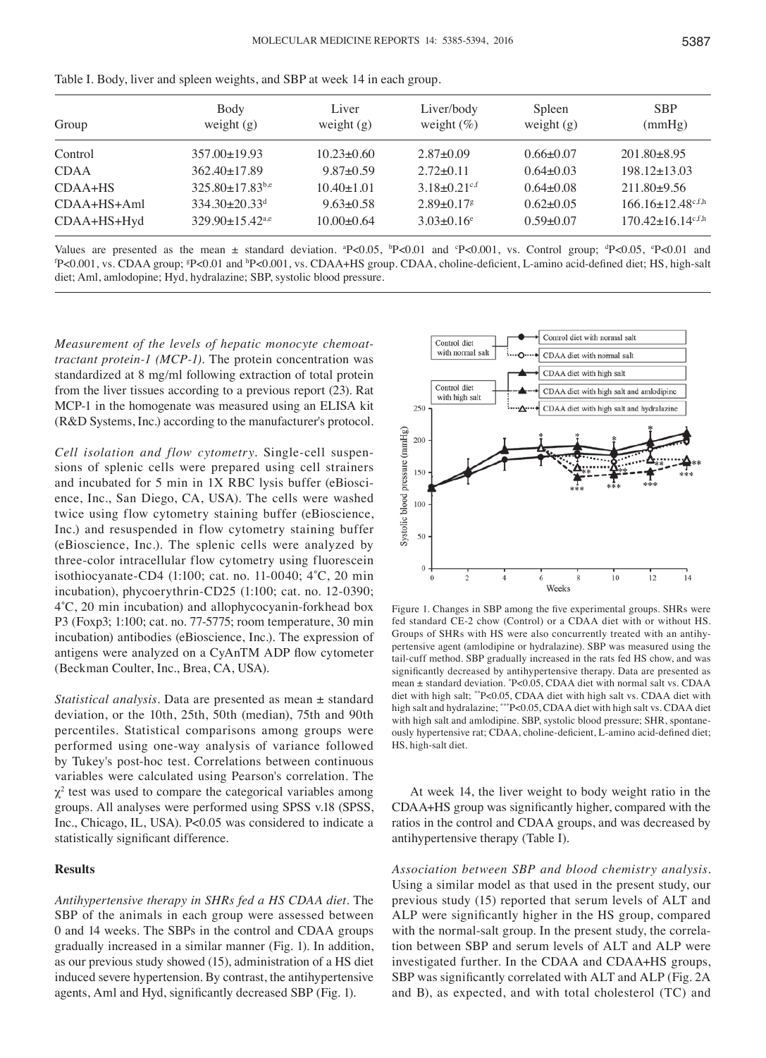Table I. Body, liver and spleen weights, and SBP at week 14 in each group.

| Group | Body weight (g) | Liver weight (g) | Liver/body weight (%) | Spleen weight (g) | SBP (mmHg) |
|---|---|---|---|---|---|
| Control | 357.00±19.93 | 10.23±0.60 | 2.87±0.09 | 0.66±0.07 | 201.80±8.95 |
| CDAA | 362.40±17.89 | 9.87±0.59 | 2.72±0.11 | 0.64±0.03 | 198.12±13.03 |
| CDAA+HS | 325.80±17.83[b,e] | 10.40±1.01 | 3.18±0.21[c,f] | 0.64±0.08 | 211.80±9.56 |
| CDAA+HS+Aml | 334.30±20.33[d] | 9.63±0.58 | 2.89±0.17[g] | 0.62±0.05 | 166.16±12.48[c,f,h] |
| CDAA+HS+Hyd | 329.90±15.42[a,e] | 10.00±0.64 | 3.03±0.16[e] | 0.59±0.07 | 170.42±16.14[c,f,h] |

Values are presented as the mean ± standard deviation. [a]P<0.05, [b]P<0.01 and [c]P<0.001, vs. Control group; [d]P<0.05, [e]P<0.01 and [f]P<0.001, vs. CDAA group; [g]P<0.01 and [h]P<0.001, vs. CDAA+HS group. CDAA, choline-deficient, L-amino acid-defined diet; HS, high-salt diet; Aml, amlodopine; Hyd, hydralazine; SBP, systolic blood pressure.

*Measurement of the levels of hepatic monocyte chemoattractant protein-1 (MCP-1).* The protein concentration was standardized at 8 mg/ml following extraction of total protein from the liver tissues according to a previous report (23). Rat MCP-1 in the homogenate was measured using an ELISA kit (R&D Systems, Inc.) according to the manufacturer's protocol.

*Cell isolation and flow cytometry.* Single-cell suspensions of splenic cells were prepared using cell strainers and incubated for 5 min in 1X RBC lysis buffer (eBioscience, Inc., San Diego, CA, USA). The cells were washed twice using flow cytometry staining buffer (eBioscience, Inc.) and resuspended in flow cytometry staining buffer (eBioscience, Inc.). The splenic cells were analyzed by three-color intracellular flow cytometry using fluorescein isothiocyanate-CD4 (1:100; cat. no. 11-0040; 4˚C, 20 min incubation), phycoerythrin-CD25 (1:100; cat. no. 12-0390; 4˚C, 20 min incubation) and allophycocyanin-forkhead box P3 (Foxp3; 1:100; cat. no. 77-5775; room temperature, 30 min incubation) antibodies (eBioscience, Inc.). The expression of antigens were analyzed on a CyAnTM ADP flow cytometer (Beckman Coulter, Inc., Brea, CA, USA).

*Statistical analysis.* Data are presented as mean ± standard deviation, or the 10th, 25th, 50th (median), 75th and 90th percentiles. Statistical comparisons among groups were performed using one-way analysis of variance followed by Tukey's post-hoc test. Correlations between continuous variables were calculated using Pearson's correlation. The $\chi^2$ test was used to compare the categorical variables among groups. All analyses were performed using SPSS v.18 (SPSS, Inc., Chicago, IL, USA). P<0.05 was considered to indicate a statistically significant difference.

## Results

*Antihypertensive therapy in SHRs fed a HS CDAA diet.* The SBP of the animals in each group were assessed between 0 and 14 weeks. The SBPs in the control and CDAA groups gradually increased in a similar manner (Fig. 1). In addition, as our previous study showed (15), administration of a HS diet induced severe hypertension. By contrast, the antihypertensive agents, Aml and Hyd, significantly decreased SBP (Fig. 1).

Figure 1. Changes in SBP among the five experimental groups. SHRs were fed standard CE-2 chow (Control) or a CDAA diet with or without HS. Groups of SHRs with HS were also concurrently treated with an antihypertensive agent (amlodipine or hydralazine). SBP was measured using the tail-cuff method. SBP gradually increased in the rats fed HS chow, and was significantly decreased by antihypertensive therapy. Data are presented as mean ± standard deviation. *P<0.05, CDAA diet with normal salt vs. CDAA diet with high salt; **P<0.05, CDAA diet with high salt vs. CDAA diet with high salt and hydralazine; ***P<0.05, CDAA diet with high salt vs. CDAA diet with high salt and amlodipine. SBP, systolic blood pressure; SHR, spontaneously hypertensive rat; CDAA, choline-deficient, L-amino acid-defined diet; HS, high-salt diet.

At week 14, the liver weight to body weight ratio in the CDAA+HS group was significantly higher, compared with the ratios in the control and CDAA groups, and was decreased by antihypertensive therapy (Table I).

*Association between SBP and blood chemistry analysis.* Using a similar model as that used in the present study, our previous study (15) reported that serum levels of ALT and ALP were significantly higher in the HS group, compared with the normal-salt group. In the present study, the correlation between SBP and serum levels of ALT and ALP were investigated further. In the CDAA and CDAA+HS groups, SBP was significantly correlated with ALT and ALP (Fig. 2A and B), as expected, and with total cholesterol (TC) and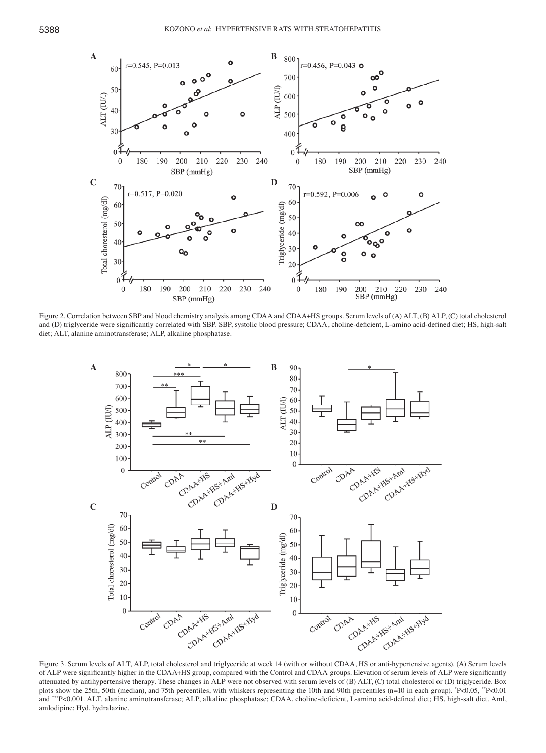Figure 2. Correlation between SBP and blood chemistry analysis among CDAA and CDAA+HS groups. Serum levels of (A) ALT, (B) ALP, (C) total cholesterol and (D) triglyceride were significantly correlated with SBP. SBP, systolic blood pressure; CDAA, choline-deficient, L-amino acid-defined diet; HS, high-salt diet; ALT, alanine aminotransferase; ALP, alkaline phosphatase.

Figure 3. Serum levels of ALT, ALP, total cholesterol and triglyceride at week 14 (with or without CDAA, HS or anti-hypertensive agents). (A) Serum levels of ALP were significantly higher in the CDAA+HS group, compared with the Control and CDAA groups. Elevation of serum levels of ALP were significantly attenuated by antihypertensive therapy. These changes in ALP were not observed with serum levels of (B) ALT, (C) total cholesterol or (D) triglyceride. Box plots show the 25th, 50th (median), and 75th percentiles, with whiskers representing the 10th and 90th percentiles (n=10 in each group). *P<0.05, **P<0.01 and ***P<0.001. ALT, alanine aminotransferase; ALP, alkaline phosphatase; CDAA, choline-deficient, L-amino acid-defined diet; HS, high-salt diet. Aml, amlodipine; Hyd, hydralazine.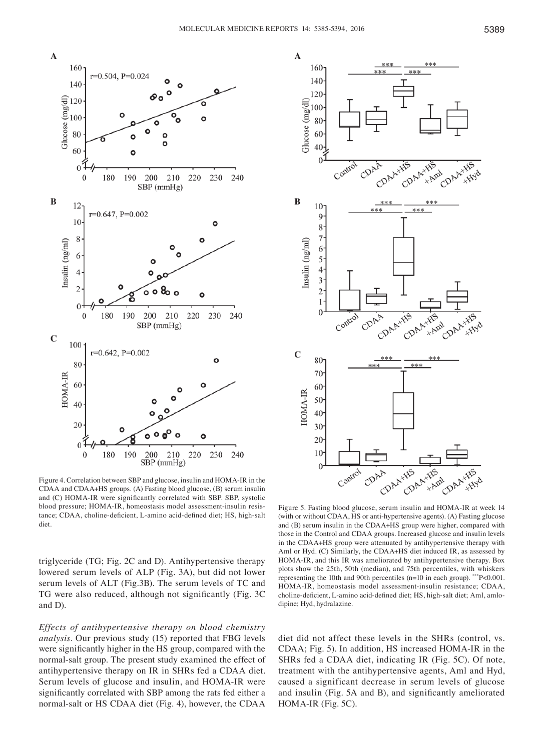Figure 4. Correlation between SBP and glucose, insulin and HOMA-IR in the CDAA and CDAA+HS groups. (A) Fasting blood glucose, (B) serum insulin and (C) HOMA-IR were significantly correlated with SBP. SBP, systolic blood pressure; HOMA-IR, homeostasis model assessment-insulin resistance; CDAA, choline-deficient, L-amino acid-defined diet; HS, high-salt diet.

Figure 5. Fasting blood glucose, serum insulin and HOMA-IR at week 14 (with or without CDAA, HS or anti-hypertensive agents). (A) Fasting glucose and (B) serum insulin in the CDAA+HS group were higher, compared with those in the Control and CDAA groups. Increased glucose and insulin levels in the CDAA+HS group were attenuated by antihypertensive therapy with Aml or Hyd. (C) Similarly, the CDAA+HS diet induced IR, as assessed by HOMA-IR, and this IR was ameliorated by antihypertensive therapy. Box plots show the 25th, 50th (median), and 75th percentiles, with whiskers representing the 10th and 90th percentiles (n=10 in each group). ***P<0.001. HOMA-IR, homeostasis model assessment-insulin resistance; CDAA, choline-deficient, L-amino acid-defined diet; HS, high-salt diet; Aml, amlodipine; Hyd, hydralazine.

triglyceride (TG; Fig. 2C and D). Antihypertensive therapy lowered serum levels of ALP (Fig. 3A), but did not lower serum levels of ALT (Fig.3B). The serum levels of TC and TG were also reduced, although not significantly (Fig. 3C and D).

*Effects of antihypertensive therapy on blood chemistry analysis.* Our previous study (15) reported that FBG levels were significantly higher in the HS group, compared with the normal-salt group. The present study examined the effect of antihypertensive therapy on IR in SHRs fed a CDAA diet. Serum levels of glucose and insulin, and HOMA-IR were significantly correlated with SBP among the rats fed either a normal-salt or HS CDAA diet (Fig. 4), however, the CDAA diet did not affect these levels in the SHRs (control, vs. CDAA; Fig. 5). In addition, HS increased HOMA-IR in the SHRs fed a CDAA diet, indicating IR (Fig. 5C). Of note, treatment with the antihypertensive agents, Aml and Hyd, caused a significant decrease in serum levels of glucose and insulin (Fig. 5A and B), and significantly ameliorated HOMA-IR (Fig. 5C).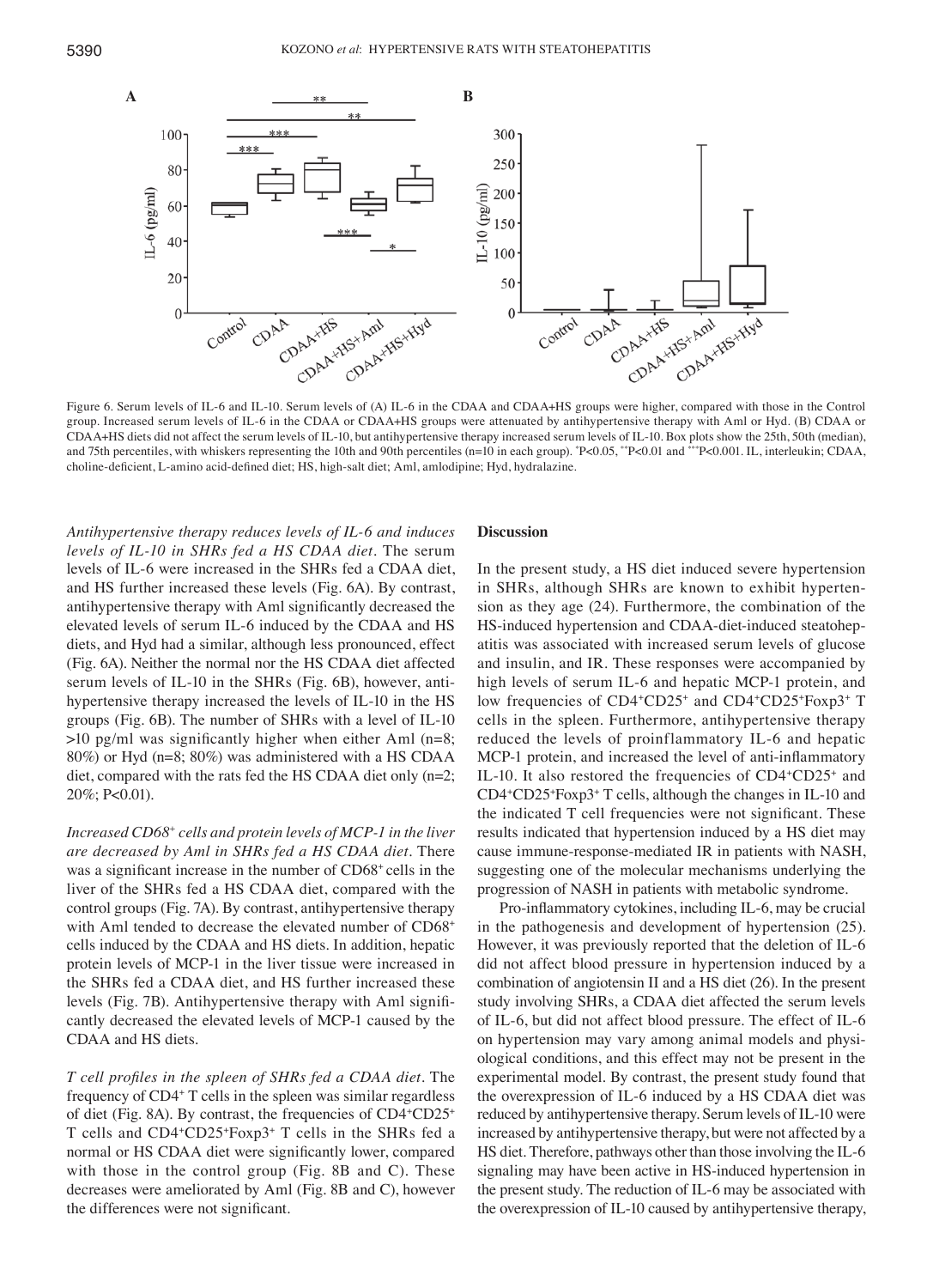Figure 6. Serum levels of IL-6 and IL-10. Serum levels of (A) IL-6 in the CDAA and CDAA+HS groups were higher, compared with those in the Control group. Increased serum levels of IL-6 in the CDAA or CDAA+HS groups were attenuated by antihypertensive therapy with Aml or Hyd. (B) CDAA or CDAA+HS diets did not affect the serum levels of IL-10, but antihypertensive therapy increased serum levels of IL-10. Box plots show the 25th, 50th (median), and 75th percentiles, with whiskers representing the 10th and 90th percentiles (n=10 in each group). *P<0.05, **P<0.01 and ***P<0.001. IL, interleukin; CDAA, choline-deficient, L-amino acid-defined diet; HS, high-salt diet; Aml, amlodipine; Hyd, hydralazine.

*Antihypertensive therapy reduces levels of IL-6 and induces levels of IL-10 in SHRs fed a HS CDAA diet.* The serum levels of IL-6 were increased in the SHRs fed a CDAA diet, and HS further increased these levels (Fig. 6A). By contrast, antihypertensive therapy with Aml significantly decreased the elevated levels of serum IL-6 induced by the CDAA and HS diets, and Hyd had a similar, although less pronounced, effect (Fig. 6A). Neither the normal nor the HS CDAA diet affected serum levels of IL-10 in the SHRs (Fig. 6B), however, antihypertensive therapy increased the levels of IL-10 in the HS groups (Fig. 6B). The number of SHRs with a level of IL-10 >10 pg/ml was significantly higher when either Aml (n=8; 80%) or Hyd (n=8; 80%) was administered with a HS CDAA diet, compared with the rats fed the HS CDAA diet only (n=2; 20%; P<0.01).

*Increased CD68$^+$ cells and protein levels of MCP-1 in the liver are decreased by Aml in SHRs fed a HS CDAA diet.* There was a significant increase in the number of CD68$^+$ cells in the liver of the SHRs fed a HS CDAA diet, compared with the control groups (Fig. 7A). By contrast, antihypertensive therapy with Aml tended to decrease the elevated number of CD68$^+$ cells induced by the CDAA and HS diets. In addition, hepatic protein levels of MCP-1 in the liver tissue were increased in the SHRs fed a CDAA diet, and HS further increased these levels (Fig. 7B). Antihypertensive therapy with Aml significantly decreased the elevated levels of MCP-1 caused by the CDAA and HS diets.

*T cell profiles in the spleen of SHRs fed a CDAA diet.* The frequency of CD4$^+$ T cells in the spleen was similar regardless of diet (Fig. 8A). By contrast, the frequencies of CD4$^+$CD25$^+$ T cells and CD4$^+$CD25$^+$Foxp3$^+$ T cells in the SHRs fed a normal or HS CDAA diet were significantly lower, compared with those in the control group (Fig. 8B and C). These decreases were ameliorated by Aml (Fig. 8B and C), however the differences were not significant.

## Discussion

In the present study, a HS diet induced severe hypertension in SHRs, although SHRs are known to exhibit hypertension as they age (24). Furthermore, the combination of the HS-induced hypertension and CDAA-diet-induced steatohepatitis was associated with increased serum levels of glucose and insulin, and IR. These responses were accompanied by high levels of serum IL-6 and hepatic MCP-1 protein, and low frequencies of CD4$^+$CD25$^+$ and CD4$^+$CD25$^+$Foxp3$^+$ T cells in the spleen. Furthermore, antihypertensive therapy reduced the levels of proinflammatory IL-6 and hepatic MCP-1 protein, and increased the level of anti-inflammatory IL-10. It also restored the frequencies of CD4$^+$CD25$^+$ and CD4$^+$CD25$^+$Foxp3$^+$ T cells, although the changes in IL-10 and the indicated T cell frequencies were not significant. These results indicated that hypertension induced by a HS diet may cause immune-response-mediated IR in patients with NASH, suggesting one of the molecular mechanisms underlying the progression of NASH in patients with metabolic syndrome.

Pro-inflammatory cytokines, including IL-6, may be crucial in the pathogenesis and development of hypertension (25). However, it was previously reported that the deletion of IL-6 did not affect blood pressure in hypertension induced by a combination of angiotensin II and a HS diet (26). In the present study involving SHRs, a CDAA diet affected the serum levels of IL-6, but did not affect blood pressure. The effect of IL-6 on hypertension may vary among animal models and physiological conditions, and this effect may not be present in the experimental model. By contrast, the present study found that the overexpression of IL-6 induced by a HS CDAA diet was reduced by antihypertensive therapy. Serum levels of IL-10 were increased by antihypertensive therapy, but were not affected by a HS diet. Therefore, pathways other than those involving the IL-6 signaling may have been active in HS-induced hypertension in the present study. The reduction of IL-6 may be associated with the overexpression of IL-10 caused by antihypertensive therapy,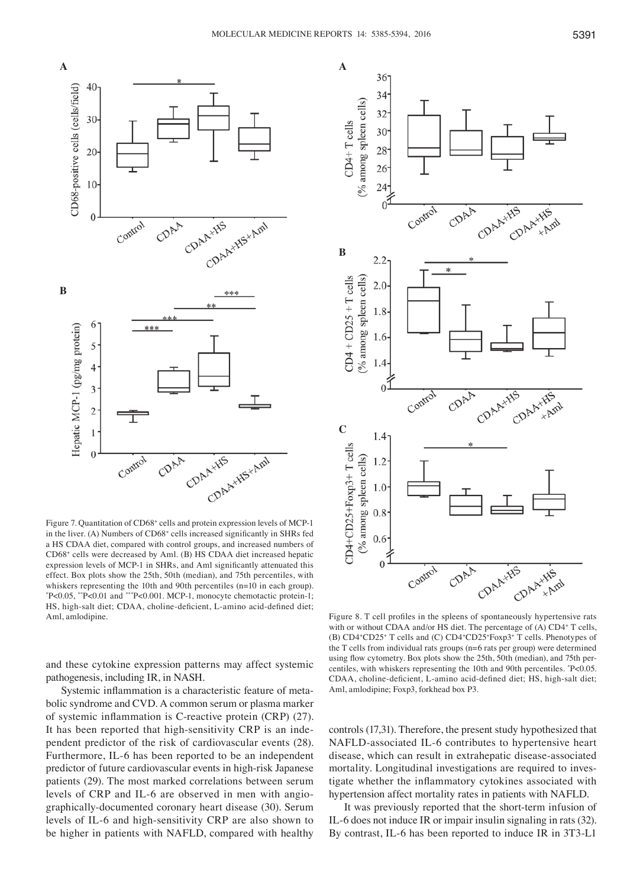Figure 7. Quantitation of CD68⁺ cells and protein expression levels of MCP-1 in the liver. (A) Numbers of CD68⁺ cells increased significantly in SHRs fed a HS CDAA diet, compared with control groups, and increased numbers of CD68⁺ cells were decreased by Aml. (B) HS CDAA diet increased hepatic expression levels of MCP-1 in SHRs, and Aml significantly attenuated this effect. Box plots show the 25th, 50th (median), and 75th percentiles, with whiskers representing the 10th and 90th percentiles (n=10 in each group). *P<0.05, **P<0.01 and ***P<0.001. MCP-1, monocyte chemotactic protein-1; HS, high-salt diet; CDAA, choline-deficient, L-amino acid-defined diet; Aml, amlodipine.

Figure 8. T cell profiles in the spleens of spontaneously hypertensive rats with or without CDAA and/or HS diet. The percentage of (A) CD4⁺ T cells, (B) CD4⁺CD25⁺ T cells and (C) CD4⁺CD25⁺Foxp3⁺ T cells. Phenotypes of the T cells from individual rats groups (n=6 rats per group) were determined using flow cytometry. Box plots show the 25th, 50th (median), and 75th percentiles, with whiskers representing the 10th and 90th percentiles. *P<0.05. CDAA, choline-deficient, L-amino acid-defined diet; HS, high-salt diet; Aml, amlodipine; Foxp3, forkhead box P3.

and these cytokine expression patterns may affect systemic pathogenesis, including IR, in NASH.

Systemic inflammation is a characteristic feature of metabolic syndrome and CVD. A common serum or plasma marker of systemic inflammation is C-reactive protein (CRP) (27). It has been reported that high-sensitivity CRP is an independent predictor of the risk of cardiovascular events (28). Furthermore, IL-6 has been reported to be an independent predictor of future cardiovascular events in high-risk Japanese patients (29). The most marked correlations between serum levels of CRP and IL-6 are observed in men with angiographically-documented coronary heart disease (30). Serum levels of IL-6 and high-sensitivity CRP are also shown to be higher in patients with NAFLD, compared with healthy controls (17,31). Therefore, the present study hypothesized that NAFLD-associated IL-6 contributes to hypertensive heart disease, which can result in extrahepatic disease-associated mortality. Longitudinal investigations are required to investigate whether the inflammatory cytokines associated with hypertension affect mortality rates in patients with NAFLD.

It was previously reported that the short-term infusion of IL-6 does not induce IR or impair insulin signaling in rats (32). By contrast, IL-6 has been reported to induce IR in 3T3-L1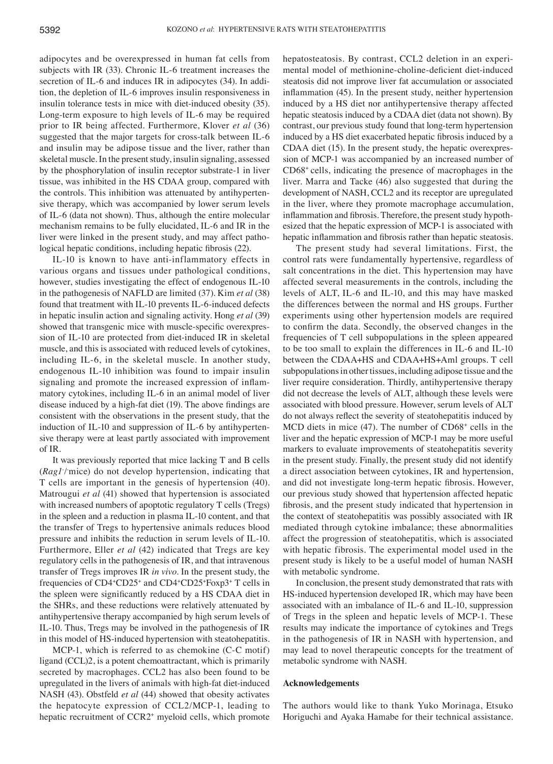adipocytes and be overexpressed in human fat cells from subjects with IR (33). Chronic IL-6 treatment increases the secretion of IL-6 and induces IR in adipocytes (34). In addition, the depletion of IL-6 improves insulin responsiveness in insulin tolerance tests in mice with diet-induced obesity (35). Long-term exposure to high levels of IL-6 may be required prior to IR being affected. Furthermore, Klover *et al* (36) suggested that the major targets for cross-talk between IL-6 and insulin may be adipose tissue and the liver, rather than skeletal muscle. In the present study, insulin signaling, assessed by the phosphorylation of insulin receptor substrate-1 in liver tissue, was inhibited in the HS CDAA group, compared with the controls. This inhibition was attenuated by antihypertensive therapy, which was accompanied by lower serum levels of IL-6 (data not shown). Thus, although the entire molecular mechanism remains to be fully elucidated, IL-6 and IR in the liver were linked in the present study, and may affect pathological hepatic conditions, including hepatic fibrosis (22).

IL-10 is known to have anti-inflammatory effects in various organs and tissues under pathological conditions, however, studies investigating the effect of endogenous IL-10 in the pathogenesis of NAFLD are limited (37). Kim *et al* (38) found that treatment with IL-10 prevents IL-6-induced defects in hepatic insulin action and signaling activity. Hong *et al* (39) showed that transgenic mice with muscle-specific overexpression of IL-10 are protected from diet-induced IR in skeletal muscle, and this is associated with reduced levels of cytokines, including IL-6, in the skeletal muscle. In another study, endogenous IL-10 inhibition was found to impair insulin signaling and promote the increased expression of inflammatory cytokines, including IL-6 in an animal model of liver disease induced by a high-fat diet (19). The above findings are consistent with the observations in the present study, that the induction of IL-10 and suppression of IL-6 by antihypertensive therapy were at least partly associated with improvement of IR.

It was previously reported that mice lacking T and B cells (*Rag1*$^{-/-}$mice) do not develop hypertension, indicating that T cells are important in the genesis of hypertension (40). Matrougui *et al* (41) showed that hypertension is associated with increased numbers of apoptotic regulatory T cells (Tregs) in the spleen and a reduction in plasma IL-10 content, and that the transfer of Tregs to hypertensive animals reduces blood pressure and inhibits the reduction in serum levels of IL-10. Furthermore, Eller *et al* (42) indicated that Tregs are key regulatory cells in the pathogenesis of IR, and that intravenous transfer of Tregs improves IR *in vivo*. In the present study, the frequencies of CD4$^+$CD25$^+$ and CD4$^+$CD25$^+$Foxp3$^+$ T cells in the spleen were significantly reduced by a HS CDAA diet in the SHRs, and these reductions were relatively attenuated by antihypertensive therapy accompanied by high serum levels of IL-10. Thus, Tregs may be involved in the pathogenesis of IR in this model of HS-induced hypertension with steatohepatitis.

MCP-1, which is referred to as chemokine (C-C motif) ligand (CCL)2, is a potent chemoattractant, which is primarily secreted by macrophages. CCL2 has also been found to be upregulated in the livers of animals with high-fat diet-induced NASH (43). Obstfeld *et al* (44) showed that obesity activates the hepatocyte expression of CCL2/MCP-1, leading to hepatic recruitment of CCR2$^+$ myeloid cells, which promote hepatosteatosis. By contrast, CCL2 deletion in an experimental model of methionine-choline-deficient diet-induced steatosis did not improve liver fat accumulation or associated inflammation (45). In the present study, neither hypertension induced by a HS diet nor antihypertensive therapy affected hepatic steatosis induced by a CDAA diet (data not shown). By contrast, our previous study found that long-term hypertension induced by a HS diet exacerbated hepatic fibrosis induced by a CDAA diet (15). In the present study, the hepatic overexpression of MCP-1 was accompanied by an increased number of CD68$^+$ cells, indicating the presence of macrophages in the liver. Marra and Tacke (46) also suggested that during the development of NASH, CCL2 and its receptor are upregulated in the liver, where they promote macrophage accumulation, inflammation and fibrosis. Therefore, the present study hypothesized that the hepatic expression of MCP-1 is associated with hepatic inflammation and fibrosis rather than hepatic steatosis.

The present study had several limitations. First, the control rats were fundamentally hypertensive, regardless of salt concentrations in the diet. This hypertension may have affected several measurements in the controls, including the levels of ALT, IL-6 and IL-10, and this may have masked the differences between the normal and HS groups. Further experiments using other hypertension models are required to confirm the data. Secondly, the observed changes in the frequencies of T cell subpopulations in the spleen appeared to be too small to explain the differences in IL-6 and IL-10 between the CDAA+HS and CDAA+HS+Aml groups. T cell subpopulations in other tissues, including adipose tissue and the liver require consideration. Thirdly, antihypertensive therapy did not decrease the levels of ALT, although these levels were associated with blood pressure. However, serum levels of ALT do not always reflect the severity of steatohepatitis induced by MCD diets in mice (47). The number of CD68$^+$ cells in the liver and the hepatic expression of MCP-1 may be more useful markers to evaluate improvements of steatohepatitis severity in the present study. Finally, the present study did not identify a direct association between cytokines, IR and hypertension, and did not investigate long-term hepatic fibrosis. However, our previous study showed that hypertension affected hepatic fibrosis, and the present study indicated that hypertension in the context of steatohepatitis was possibly associated with IR mediated through cytokine imbalance; these abnormalities affect the progression of steatohepatitis, which is associated with hepatic fibrosis. The experimental model used in the present study is likely to be a useful model of human NASH with metabolic syndrome.

In conclusion, the present study demonstrated that rats with HS-induced hypertension developed IR, which may have been associated with an imbalance of IL-6 and IL-10, suppression of Tregs in the spleen and hepatic levels of MCP-1. These results may indicate the importance of cytokines and Tregs in the pathogenesis of IR in NASH with hypertension, and may lead to novel therapeutic concepts for the treatment of metabolic syndrome with NASH.

## Acknowledgements

The authors would like to thank Yuko Morinaga, Etsuko Horiguchi and Ayaka Hamabe for their technical assistance.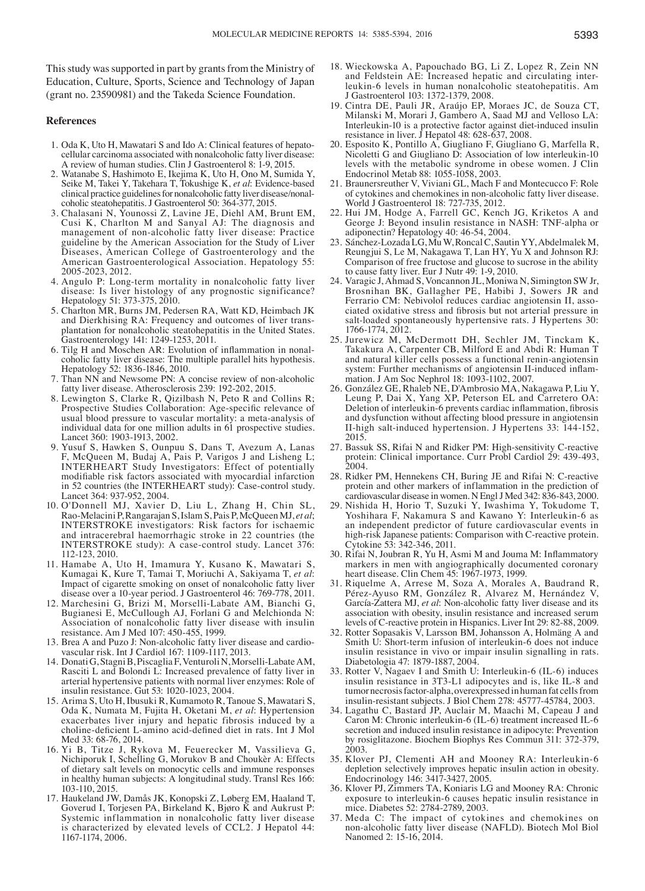This study was supported in part by grants from the Ministry of Education, Culture, Sports, Science and Technology of Japan (grant no. 23590981) and the Takeda Science Foundation.

## References

1. Oda K, Uto H, Mawatari S and Ido A: Clinical features of hepatocellular carcinoma associated with nonalcoholic fatty liver disease: A review of human studies. Clin J Gastroenterol 8: 1-9, 2015.
2. Watanabe S, Hashimoto E, Ikejima K, Uto H, Ono M, Sumida Y, Seike M, Takei Y, Takehara T, Tokushige K, *et al*: Evidence-based clinical practice guidelines for nonalcoholic fatty liver disease/nonalcoholic steatohepatitis. J Gastroenterol 50: 364-377, 2015.
3. Chalasani N, Younossi Z, Lavine JE, Diehl AM, Brunt EM, Cusi K, Charlton M and Sanyal AJ: The diagnosis and management of non-alcoholic fatty liver disease: Practice guideline by the American Association for the Study of Liver Diseases, American College of Gastroenterology and the American Gastroenterological Association. Hepatology 55: 2005-2023, 2012.
4. Angulo P: Long-term mortality in nonalcoholic fatty liver disease: Is liver histology of any prognostic significance? Hepatology 51: 373-375, 2010.
5. Charlton MR, Burns JM, Pedersen RA, Watt KD, Heimbach JK and Dierkhising RA: Frequency and outcomes of liver transplantation for nonalcoholic steatohepatitis in the United States. Gastroenterology 141: 1249-1253, 2011.
6. Tilg H and Moschen AR: Evolution of inflammation in nonalcoholic fatty liver disease: The multiple parallel hits hypothesis. Hepatology 52: 1836-1846, 2010.
7. Than NN and Newsome PN: A concise review of non-alcoholic fatty liver disease. Atherosclerosis 239: 192-202, 2015.
8. Lewington S, Clarke R, Qizilbash N, Peto R and Collins R; Prospective Studies Collaboration: Age-specific relevance of usual blood pressure to vascular mortality: a meta-analysis of individual data for one million adults in 61 prospective studies. Lancet 360: 1903-1913, 2002.
9. Yusuf S, Hawken S, Ounpuu S, Dans T, Avezum A, Lanas F, McQueen M, Budaj A, Pais P, Varigos J and Lisheng L; INTERHEART Study Investigators: Effect of potentially modifiable risk factors associated with myocardial infarction in 52 countries (the INTERHEART study): Case-control study. Lancet 364: 937-952, 2004.
10. O'Donnell MJ, Xavier D, Liu L, Zhang H, Chin SL, Rao-Melacini P, Rangarajan S, Islam S, Pais P, McQueen MJ, *et al*; INTERSTROKE investigators: Risk factors for ischaemic and intracerebral haemorrhagic stroke in 22 countries (the INTERSTROKE study): A case-control study. Lancet 376: 112-123, 2010.
11. Hamabe A, Uto H, Imamura Y, Kusano K, Mawatari S, Kumagai K, Kure T, Tamai T, Moriuchi A, Sakiyama T, *et al*: Impact of cigarette smoking on onset of nonalcoholic fatty liver disease over a 10-year period. J Gastroenterol 46: 769-778, 2011.
12. Marchesini G, Brizi M, Morselli-Labate AM, Bianchi G, Bugianesi E, McCullough AJ, Forlani G and Melchionda N: Association of nonalcoholic fatty liver disease with insulin resistance. Am J Med 107: 450-455, 1999.
13. Brea A and Puzo J: Non-alcoholic fatty liver disease and cardiovascular risk. Int J Cardiol 167: 1109-1117, 2013.
14. Donati G, Stagni B, Piscaglia F, Venturoli N, Morselli-Labate AM, Rasciti L and Bolondi L: Increased prevalence of fatty liver in arterial hypertensive patients with normal liver enzymes: Role of insulin resistance. Gut 53: 1020-1023, 2004.
15. Arima S, Uto H, Ibusuki R, Kumamoto R, Tanoue S, Mawatari S, Oda K, Numata M, Fujita H, Oketani M, *et al*: Hypertension exacerbates liver injury and hepatic fibrosis induced by a choline-deficient L-amino acid-defined diet in rats. Int J Mol Med 33: 68-76, 2014.
16. Yi B, Titze J, Rykova M, Feuerecker M, Vassilieva G, Nichiporuk I, Schelling G, Morukov B and Choukèr A: Effects of dietary salt levels on monocytic cells and immune responses in healthy human subjects: A longitudinal study. Transl Res 166: 103-110, 2015.
17. Haukeland JW, Damås JK, Konopski Z, Løberg EM, Haaland T, Goverud I, Torjesen PA, Birkeland K, Bjøro K and Aukrust P: Systemic inflammation in nonalcoholic fatty liver disease is characterized by elevated levels of CCL2. J Hepatol 44: 1167-1174, 2006.
18. Wieckowska A, Papouchado BG, Li Z, Lopez R, Zein NN and Feldstein AE: Increased hepatic and circulating interleukin-6 levels in human nonalcoholic steatohepatitis. Am J Gastroenterol 103: 1372-1379, 2008.
19. Cintra DE, Pauli JR, Araújo EP, Moraes JC, de Souza CT, Milanski M, Morari J, Gambero A, Saad MJ and Velloso LA: Interleukin-10 is a protective factor against diet-induced insulin resistance in liver. J Hepatol 48: 628-637, 2008.
20. Esposito K, Pontillo A, Giugliano F, Giugliano G, Marfella R, Nicoletti G and Giugliano D: Association of low interleukin-10 levels with the metabolic syndrome in obese women. J Clin Endocrinol Metab 88: 1055-1058, 2003.
21. Braunersreuther V, Viviani GL, Mach F and Montecucco F: Role of cytokines and chemokines in non-alcoholic fatty liver disease. World J Gastroenterol 18: 727-735, 2012.
22. Hui JM, Hodge A, Farrell GC, Kench JG, Kriketos A and George J: Beyond insulin resistance in NASH: TNF-alpha or adiponectin? Hepatology 40: 46-54, 2004.
23. Sánchez-Lozada LG, Mu W, Roncal C, Sautin YY, Abdelmalek M, Reungjui S, Le M, Nakagawa T, Lan HY, Yu X and Johnson RJ: Comparison of free fructose and glucose to sucrose in the ability to cause fatty liver. Eur J Nutr 49: 1-9, 2010.
24. Varagic J, Ahmad S, Voncannon JL, Moniwa N, Simington SW Jr, Brosnihan BK, Gallagher PE, Habibi J, Sowers JR and Ferrario CM: Nebivolol reduces cardiac angiotensin II, associated oxidative stress and fibrosis but not arterial pressure in salt-loaded spontaneously hypertensive rats. J Hypertens 30: 1766-1774, 2012.
25. Jurewicz M, McDermott DH, Sechler JM, Tinckam K, Takakura A, Carpenter CB, Milford E and Abdi R: Human T and natural killer cells possess a functional renin-angiotensin system: Further mechanisms of angiotensin II-induced inflammation. J Am Soc Nephrol 18: 1093-1102, 2007.
26. González GE, Rhaleb NE, D'Ambrosio MA, Nakagawa P, Liu Y, Leung P, Dai X, Yang XP, Peterson EL and Carretero OA: Deletion of interleukin-6 prevents cardiac inflammation, fibrosis and dysfunction without affecting blood pressure in angiotensin II-high salt-induced hypertension. J Hypertens 33: 144-152, 2015.
27. Bassuk SS, Rifai N and Ridker PM: High-sensitivity C-reactive protein: Clinical importance. Curr Probl Cardiol 29: 439-493, 2004.
28. Ridker PM, Hennekens CH, Buring JE and Rifai N: C-reactive protein and other markers of inflammation in the prediction of cardiovascular disease in women. N Engl J Med 342: 836-843, 2000.
29. Nishida H, Horio T, Suzuki Y, Iwashima Y, Tokudome T, Yoshihara F, Nakamura S and Kawano Y: Interleukin-6 as an independent predictor of future cardiovascular events in high-risk Japanese patients: Comparison with C-reactive protein. Cytokine 53: 342-346, 2011.
30. Rifai N, Joubran R, Yu H, Asmi M and Jouma M: Inflammatory markers in men with angiographically documented coronary heart disease. Clin Chem 45: 1967-1973, 1999.
31. Riquelme A, Arrese M, Soza A, Morales A, Baudrand R, Pérez-Ayuso RM, González R, Alvarez M, Hernández V, García-Zattera MJ, *et al*: Non-alcoholic fatty liver disease and its association with obesity, insulin resistance and increased serum levels of C-reactive protein in Hispanics. Liver Int 29: 82-88, 2009.
32. Rotter Sopasakis V, Larsson BM, Johansson A, Holmäng A and Smith U: Short-term infusion of interleukin-6 does not induce insulin resistance in vivo or impair insulin signalling in rats. Diabetologia 47: 1879-1887, 2004.
33. Rotter V, Nagaev I and Smith U: Interleukin-6 (IL-6) induces insulin resistance in 3T3-L1 adipocytes and is, like IL-8 and tumor necrosis factor-alpha, overexpressed in human fat cells from insulin-resistant subjects. J Biol Chem 278: 45777-45784, 2003.
34. Lagathu C, Bastard JP, Auclair M, Maachi M, Capeau J and Caron M: Chronic interleukin-6 (IL-6) treatment increased IL-6 secretion and induced insulin resistance in adipocyte: Prevention by rosiglitazone. Biochem Biophys Res Commun 311: 372-379, 2003.
35. Klover PJ, Clementi AH and Mooney RA: Interleukin-6 depletion selectively improves hepatic insulin action in obesity. Endocrinology 146: 3417-3427, 2005.
36. Klover PJ, Zimmers TA, Koniaris LG and Mooney RA: Chronic exposure to interleukin-6 causes hepatic insulin resistance in mice. Diabetes 52: 2784-2789, 2003.
37. Meda C: The impact of cytokines and chemokines on non-alcoholic fatty liver disease (NAFLD). Biotech Mol Biol Nanomed 2: 15-16, 2014.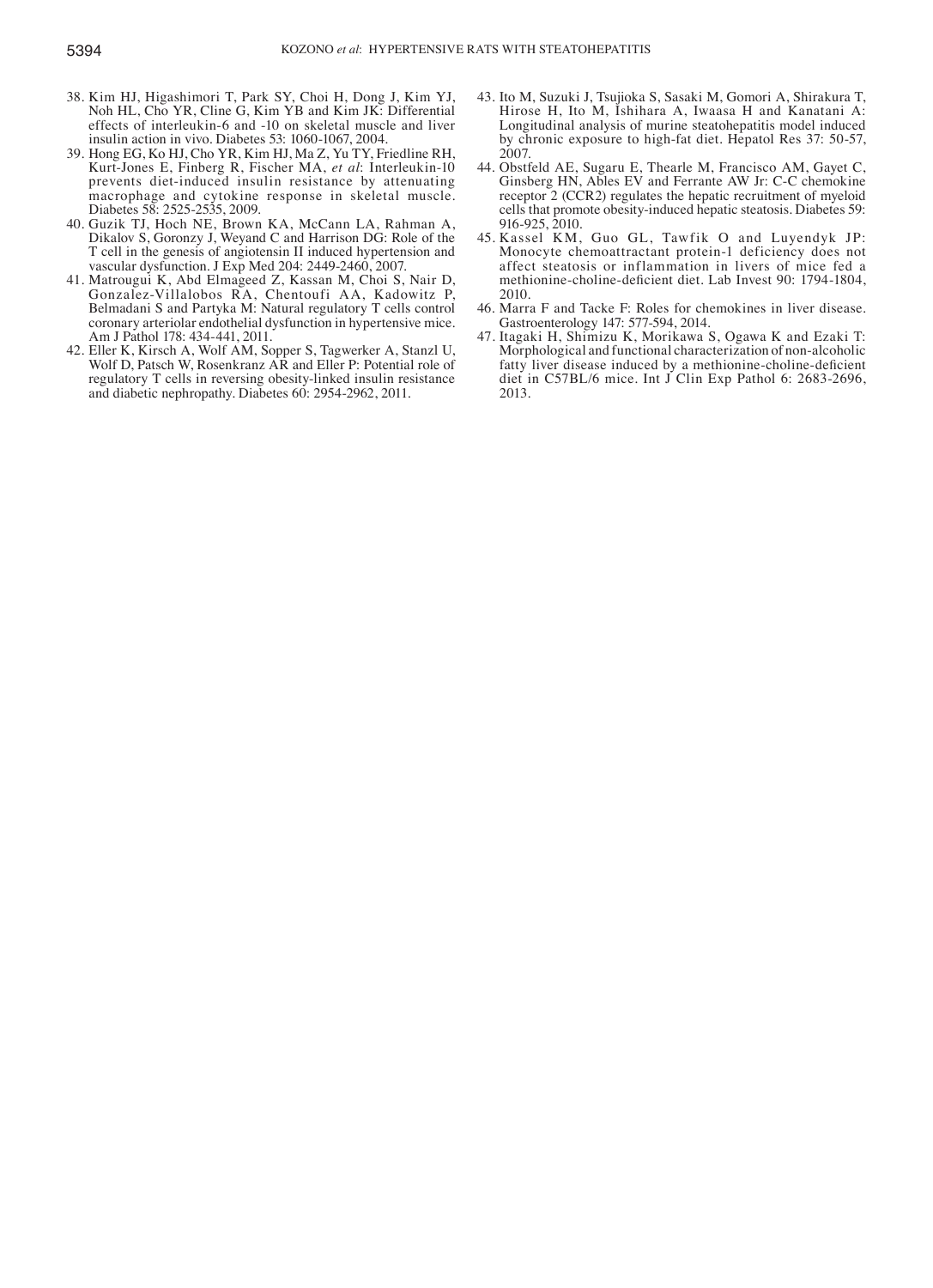38. Kim HJ, Higashimori T, Park SY, Choi H, Dong J, Kim YJ, Noh HL, Cho YR, Cline G, Kim YB and Kim JK: Differential effects of interleukin-6 and -10 on skeletal muscle and liver insulin action in vivo. Diabetes 53: 1060-1067, 2004.
39. Hong EG, Ko HJ, Cho YR, Kim HJ, Ma Z, Yu TY, Friedline RH, Kurt-Jones E, Finberg R, Fischer MA, *et al*: Interleukin-10 prevents diet-induced insulin resistance by attenuating macrophage and cytokine response in skeletal muscle. Diabetes 58: 2525-2535, 2009.
40. Guzik TJ, Hoch NE, Brown KA, McCann LA, Rahman A, Dikalov S, Goronzy J, Weyand C and Harrison DG: Role of the T cell in the genesis of angiotensin II induced hypertension and vascular dysfunction. J Exp Med 204: 2449-2460, 2007.
41. Matrougui K, Abd Elmageed Z, Kassan M, Choi S, Nair D, Gonzalez-Villalobos RA, Chentoufi AA, Kadowitz P, Belmadani S and Partyka M: Natural regulatory T cells control coronary arteriolar endothelial dysfunction in hypertensive mice. Am J Pathol 178: 434-441, 2011.
42. Eller K, Kirsch A, Wolf AM, Sopper S, Tagwerker A, Stanzl U, Wolf D, Patsch W, Rosenkranz AR and Eller P: Potential role of regulatory T cells in reversing obesity-linked insulin resistance and diabetic nephropathy. Diabetes 60: 2954-2962, 2011.
43. Ito M, Suzuki J, Tsujioka S, Sasaki M, Gomori A, Shirakura T, Hirose H, Ito M, Ishihara A, Iwaasa H and Kanatani A: Longitudinal analysis of murine steatohepatitis model induced by chronic exposure to high-fat diet. Hepatol Res 37: 50-57, 2007.
44. Obstfeld AE, Sugaru E, Thearle M, Francisco AM, Gayet C, Ginsberg HN, Ables EV and Ferrante AW Jr: C-C chemokine receptor 2 (CCR2) regulates the hepatic recruitment of myeloid cells that promote obesity-induced hepatic steatosis. Diabetes 59: 916-925, 2010.
45. Kassel KM, Guo GL, Tawfik O and Luyendyk JP: Monocyte chemoattractant protein-1 deficiency does not affect steatosis or inflammation in livers of mice fed a methionine-choline-deficient diet. Lab Invest 90: 1794-1804, 2010.
46. Marra F and Tacke F: Roles for chemokines in liver disease. Gastroenterology 147: 577-594, 2014.
47. Itagaki H, Shimizu K, Morikawa S, Ogawa K and Ezaki T: Morphological and functional characterization of non-alcoholic fatty liver disease induced by a methionine-choline-deficient diet in C57BL/6 mice. Int J Clin Exp Pathol 6: 2683-2696, 2013.